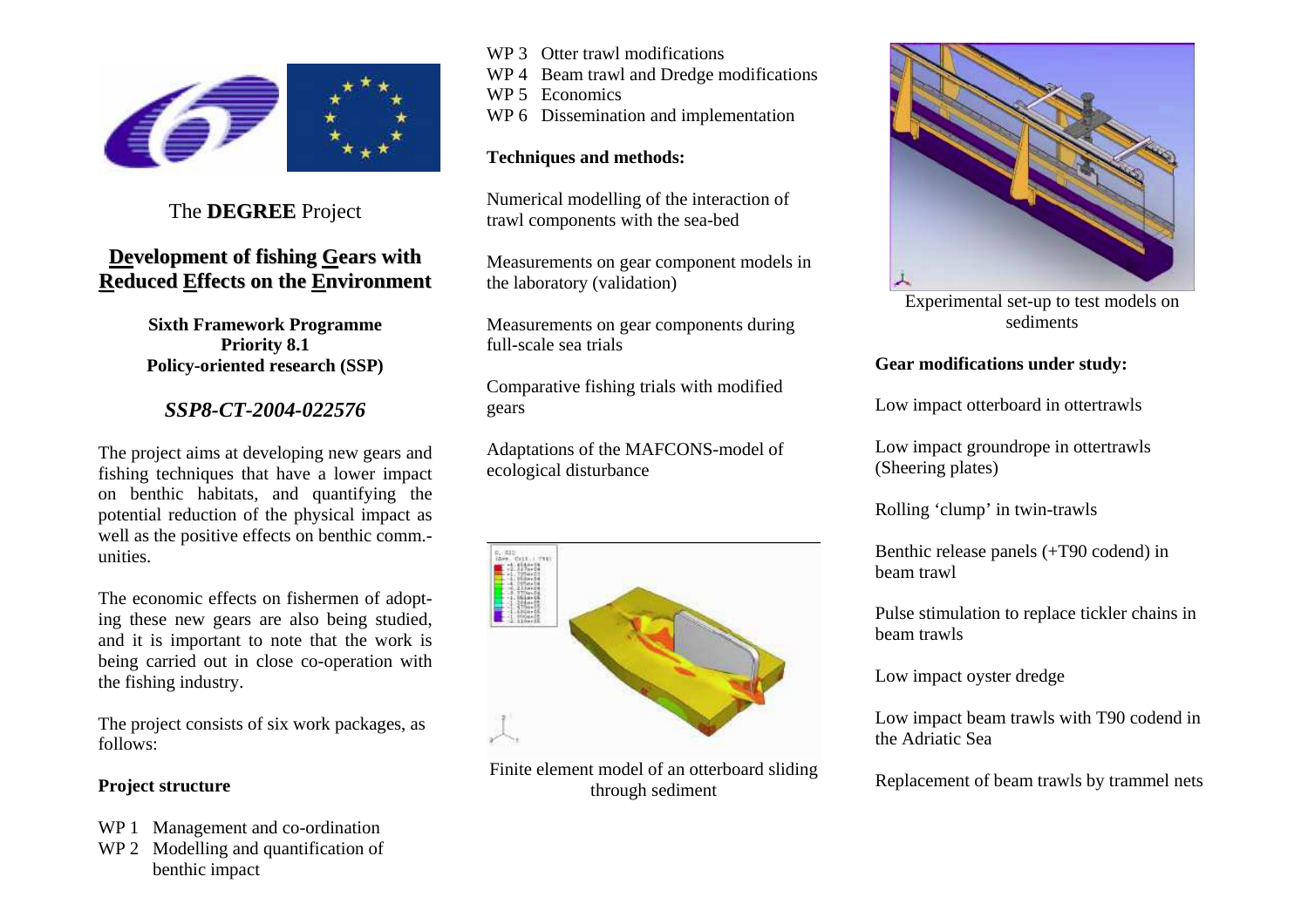The **DEGREE** Project

# **<u>De</u>velopment of fishing <u>G</u>ears with <u>R</u>educed <u>E</u>ffects on the <u>E</u>nvironment**

**Sixth Framework Programme**
**Priority 8.1**
**Policy-oriented research (SSP)**

## *SSP8-CT-2004-022576*

The project aims at developing new gears and fishing techniques that have a lower impact on benthic habitats, and quantifying the potential reduction of the physical impact as well as the positive effects on benthic comm.-unities.

The economic effects on fishermen of adopting these new gears are also being studied, and it is important to note that the work is being carried out in close co-operation with the fishing industry.

The project consists of six work packages, as follows:

**Project structure**

- WP 1 Management and co-ordination
- WP 2 Modelling and quantification of benthic impact
- WP 3 Otter trawl modifications
- WP 4 Beam trawl and Dredge modifications
- WP 5 Economics
- WP 6 Dissemination and implementation

**Techniques and methods:**

Numerical modelling of the interaction of trawl components with the sea-bed

Measurements on gear component models in the laboratory (validation)

Measurements on gear components during full-scale sea trials

Comparative fishing trials with modified gears

Adaptations of the MAFCONS-model of ecological disturbance

Finite element model of an otterboard sliding through sediment

Experimental set-up to test models on sediments

**Gear modifications under study:**

Low impact otterboard in ottertrawls

Low impact groundrope in ottertrawls (Sheering plates)

Rolling ‘clump’ in twin-trawls

Benthic release panels (+T90 codend) in beam trawl

Pulse stimulation to replace tickler chains in beam trawls

Low impact oyster dredge

Low impact beam trawls with T90 codend in the Adriatic Sea

Replacement of beam trawls by trammel nets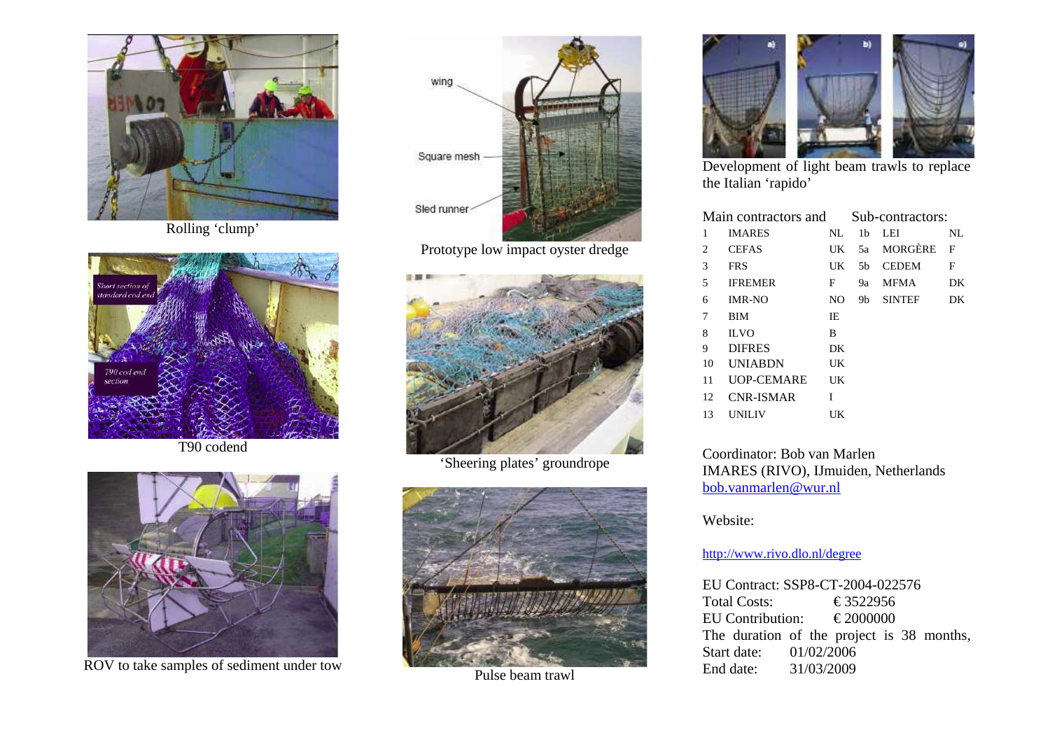Rolling 'clump'

T90 codend

ROV to take samples of sediment under tow

Prototype low impact oyster dredge

'Sheering plates' groundrope

Pulse beam trawl

Development of light beam trawls to replace the Italian 'rapido'

| Main contractors and | | | Sub-contractors: | | |
|---|---|---|---|---|---|
| 1 | IMARES | NL | 1b | LEI | NL |
| 2 | CEFAS | UK | 5a | MORGÈRE | F |
| 3 | FRS | UK | 5b | CEDEM | F |
| 5 | IFREMER | F | 9a | MFMA | DK |
| 6 | IMR-NO | NO | 9b | SINTEF | DK |
| 7 | BIM | IE | | | |
| 8 | ILVO | B | | | |
| 9 | DIFRES | DK | | | |
| 10 | UNIABDN | UK | | | |
| 11 | UOP-CEMARE | UK | | | |
| 12 | CNR-ISMAR | I | | | |
| 13 | UNILIV | UK | | | |

Coordinator: Bob van Marlen
IMARES (RIVO), IJmuiden, Netherlands
bob.vanmarlen@wur.nl

Website:

http://www.rivo.dlo.nl/degree

EU Contract: SSP8-CT-2004-022576
Total Costs: € 3522956
EU Contribution: € 2000000
The duration of the project is 38 months,
Start date: 01/02/2006
End date: 31/03/2009